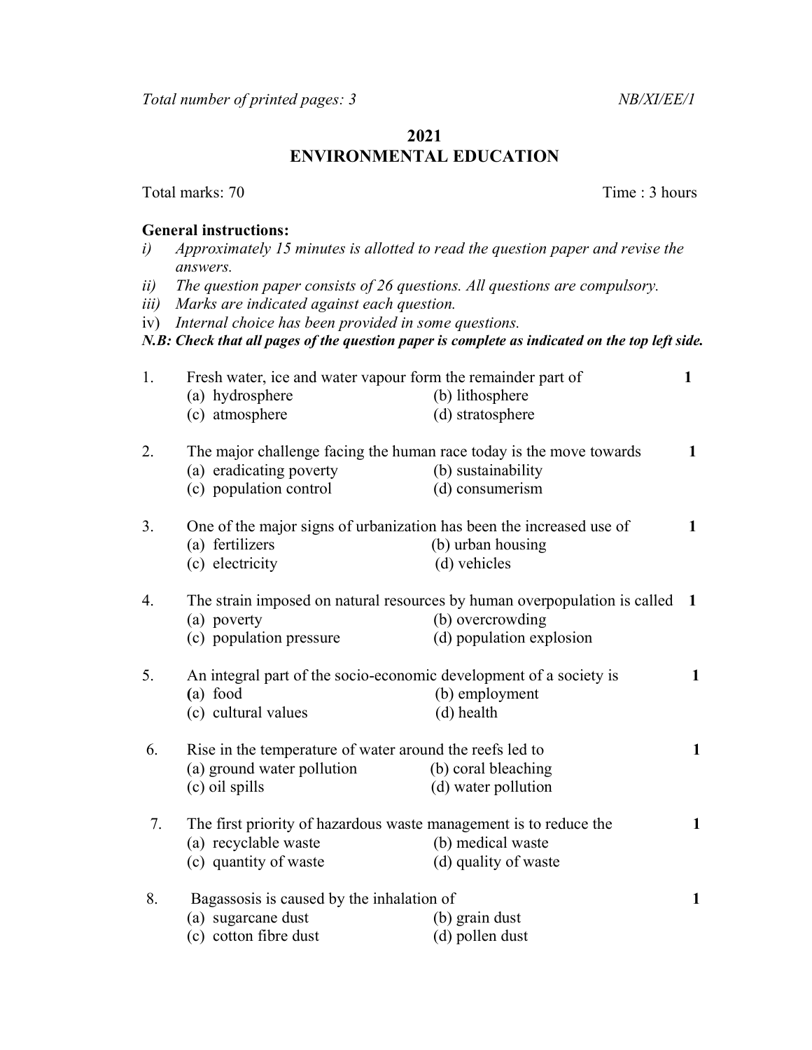*Total number of printed pages: 3* *NB/XI/EE/1*

# 2021
# ENVIRONMENTAL EDUCATION

Total marks: 70 Time : 3 hours

**General instructions:**

i) *Approximately 15 minutes is allotted to read the question paper and revise the answers.*
ii) *The question paper consists of 26 questions. All questions are compulsory.*
iii) *Marks are indicated against each question.*
iv) *Internal choice has been provided in some questions.*

***N.B: Check that all pages of the question paper is complete as indicated on the top left side.***

1. Fresh water, ice and water vapour form the remainder part of **1**
   (a) hydrosphere (b) lithosphere
   (c) atmosphere (d) stratosphere

2. The major challenge facing the human race today is the move towards **1**
   (a) eradicating poverty (b) sustainability
   (c) population control (d) consumerism

3. One of the major signs of urbanization has been the increased use of **1**
   (a) fertilizers (b) urban housing
   (c) electricity (d) vehicles

4. The strain imposed on natural resources by human overpopulation is called **1**
   (a) poverty (b) overcrowding
   (c) population pressure (d) population explosion

5. An integral part of the socio-economic development of a society is **1**
   (a) food (b) employment
   (c) cultural values (d) health

6. Rise in the temperature of water around the reefs led to **1**
   (a) ground water pollution (b) coral bleaching
   (c) oil spills (d) water pollution

7. The first priority of hazardous waste management is to reduce the **1**
   (a) recyclable waste (b) medical waste
   (c) quantity of waste (d) quality of waste

8. Bagassosis is caused by the inhalation of **1**
   (a) sugarcane dust (b) grain dust
   (c) cotton fibre dust (d) pollen dust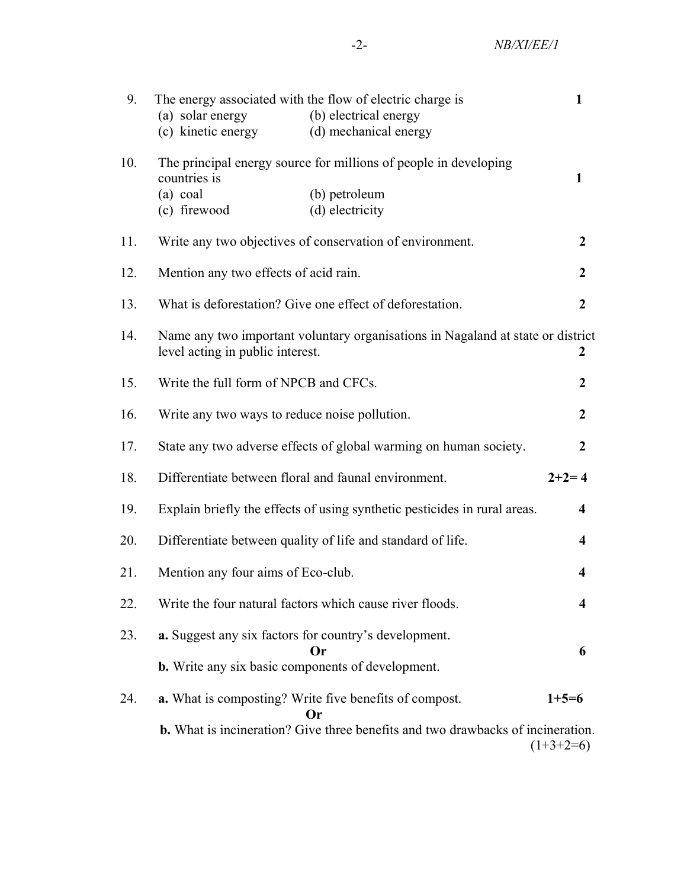9. The energy associated with the flow of electric charge is **1**
   (a) solar energy (b) electrical energy
   (c) kinetic energy (d) mechanical energy

10. The principal energy source for millions of people in developing countries is **1**
    (a) coal (b) petroleum
    (c) firewood (d) electricity

11. Write any two objectives of conservation of environment. **2**

12. Mention any two effects of acid rain. **2**

13. What is deforestation? Give one effect of deforestation. **2**

14. Name any two important voluntary organisations in Nagaland at state or district level acting in public interest. **2**

15. Write the full form of NPCB and CFCs. **2**

16. Write any two ways to reduce noise pollution. **2**

17. State any two adverse effects of global warming on human society. **2**

18. Differentiate between floral and faunal environment. **2+2= 4**

19. Explain briefly the effects of using synthetic pesticides in rural areas. **4**

20. Differentiate between quality of life and standard of life. **4**

21. Mention any four aims of Eco-club. **4**

22. Write the four natural factors which cause river floods. **4**

23. **a.** Suggest any six factors for country's development.
    **Or** **6**
    **b.** Write any six basic components of development.

24. **a.** What is composting? Write five benefits of compost. **1+5=6**
    **Or**
    **b.** What is incineration? Give three benefits and two drawbacks of incineration. (1+3+2=6)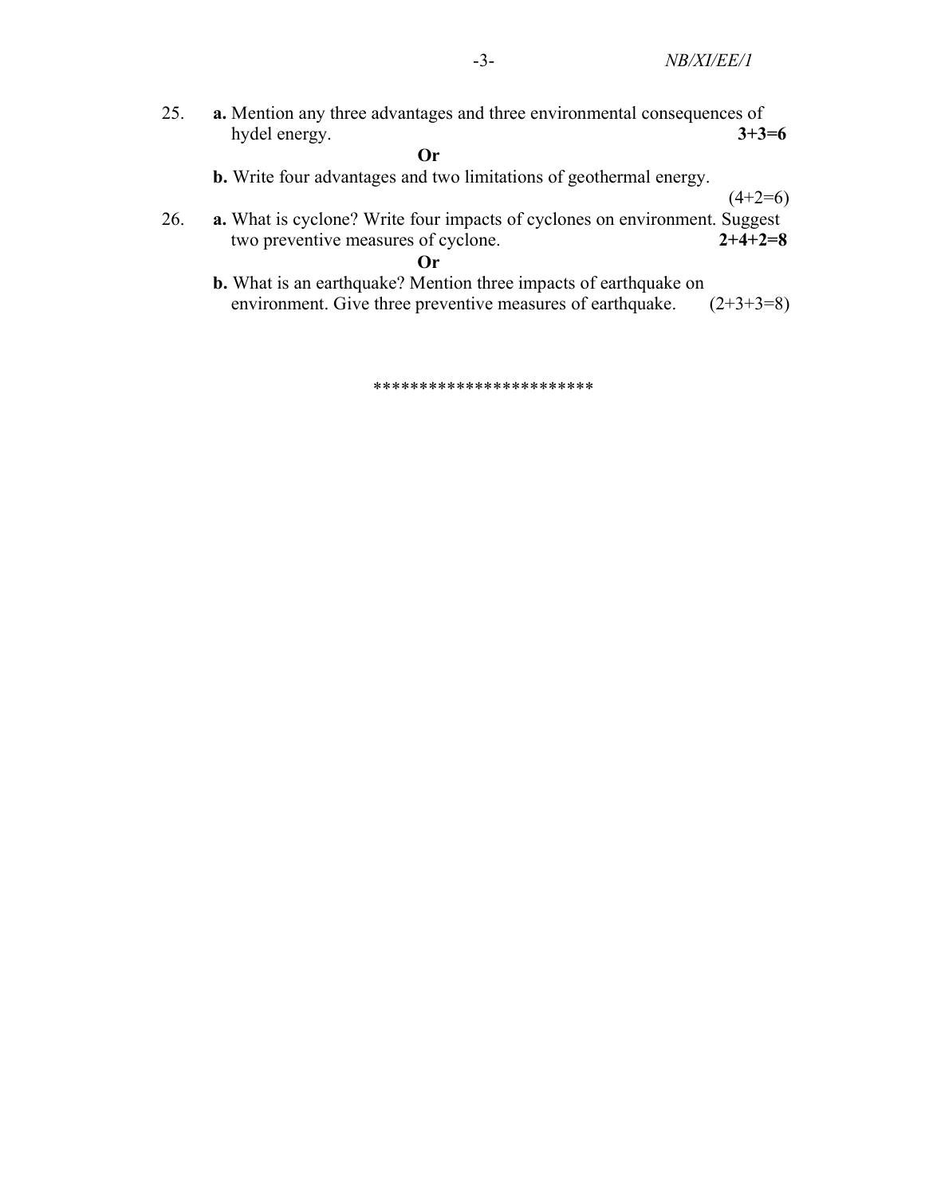25. **a.** Mention any three advantages and three environmental consequences of hydel energy. **3+3=6**

**Or**

**b.** Write four advantages and two limitations of geothermal energy. (4+2=6)

26. **a.** What is cyclone? Write four impacts of cyclones on environment. Suggest two preventive measures of cyclone. **2+4+2=8**

**Or**

**b.** What is an earthquake? Mention three impacts of earthquake on environment. Give three preventive measures of earthquake. (2+3+3=8)

\*\*\*\*\*\*\*\*\*\*\*\*\*\*\*\*\*\*\*\*\*\*\*